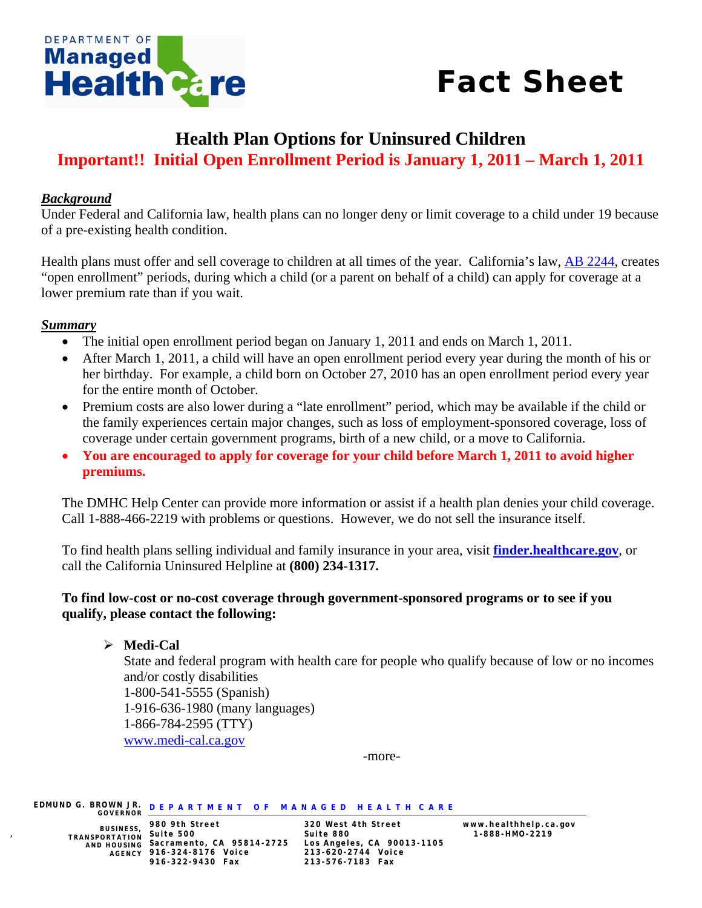DEPARTMENT OF Managed Health Care

# Fact Sheet

## Health Plan Options for Uninsured Children

**Important!! Initial Open Enrollment Period is January 1, 2011 – March 1, 2011**

***Background***

Under Federal and California law, health plans can no longer deny or limit coverage to a child under 19 because of a pre-existing health condition.

Health plans must offer and sell coverage to children at all times of the year. California's law, AB 2244, creates "open enrollment" periods, during which a child (or a parent on behalf of a child) can apply for coverage at a lower premium rate than if you wait.

***Summary***

- The initial open enrollment period began on January 1, 2011 and ends on March 1, 2011.
- After March 1, 2011, a child will have an open enrollment period every year during the month of his or her birthday. For example, a child born on October 27, 2010 has an open enrollment period every year for the entire month of October.
- Premium costs are also lower during a "late enrollment" period, which may be available if the child or the family experiences certain major changes, such as loss of employment-sponsored coverage, loss of coverage under certain government programs, birth of a new child, or a move to California.
- **You are encouraged to apply for coverage for your child before March 1, 2011 to avoid higher premiums.**

The DMHC Help Center can provide more information or assist if a health plan denies your child coverage. Call 1-888-466-2219 with problems or questions. However, we do not sell the insurance itself.

To find health plans selling individual and family insurance in your area, visit **finder.healthcare.gov**, or call the California Uninsured Helpline at **(800) 234-1317.**

**To find low-cost or no-cost coverage through government-sponsored programs or to see if you qualify, please contact the following:**

- **Medi-Cal**
  State and federal program with health care for people who qualify because of low or no incomes and/or costly disabilities
  1-800-541-5555 (Spanish)
  1-916-636-1980 (many languages)
  1-866-784-2595 (TTY)
  www.medi-cal.ca.gov

-more-

EDMUND G. BROWN JR. GOVERNOR — BUSINESS, TRANSPORTATION AND HOUSING AGENCY

DEPARTMENT OF MANAGED HEALTH CARE

980 9th Street, Suite 500, Sacramento, CA 95814-2725, 916-324-8176 Voice, 916-322-9430 Fax

320 West 4th Street, Suite 880, Los Angeles, CA 90013-1105, 213-620-2744 Voice, 213-576-7183 Fax

www.healthhelp.ca.gov, 1-888-HMO-2219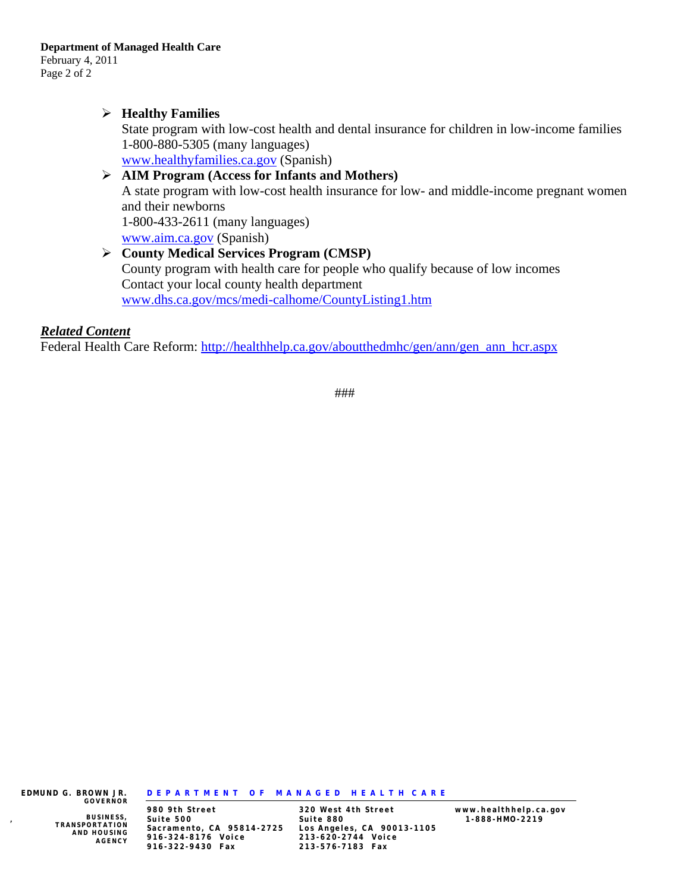- **Healthy Families**
  State program with low-cost health and dental insurance for children in low-income families
  1-800-880-5305 (many languages)
  www.healthyfamilies.ca.gov (Spanish)
- **AIM Program (Access for Infants and Mothers)**
  A state program with low-cost health insurance for low- and middle-income pregnant women and their newborns
  1-800-433-2611 (many languages)
  www.aim.ca.gov (Spanish)
- **County Medical Services Program (CMSP)**
  County program with health care for people who qualify because of low incomes
  Contact your local county health department
  www.dhs.ca.gov/mcs/medi-calhome/CountyListing1.htm

***Related Content***

Federal Health Care Reform: http://healthhelp.ca.gov/aboutthedmhc/gen/ann/gen_ann_hcr.aspx

###

EDMUND G. BROWN JR.
GOVERNOR

BUSINESS, TRANSPORTATION AND HOUSING AGENCY

DEPARTMENT OF MANAGED HEALTH CARE

980 9th Street
Suite 500
Sacramento, CA 95814-2725
916-324-8176 Voice
916-322-9430 Fax

320 West 4th Street
Suite 880
Los Angeles, CA 90013-1105
213-620-2744 Voice
213-576-7183 Fax

www.healthhelp.ca.gov
1-888-HMO-2219